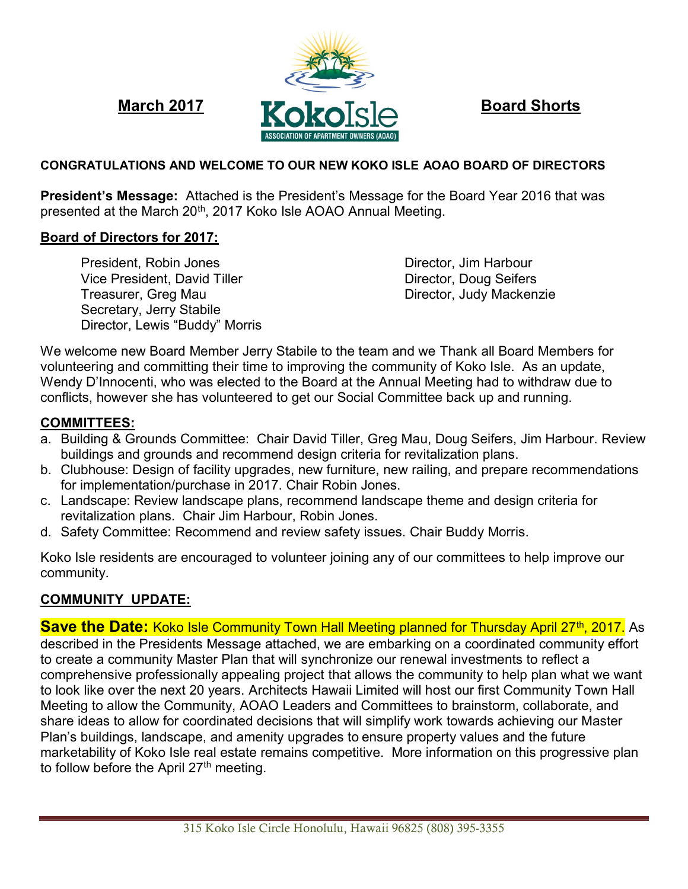**March 2017**

KokoIsle
ASSOCIATION OF APARTMENT OWNERS (AOAO)

**Board Shorts**

**CONGRATULATIONS AND WELCOME TO OUR NEW KOKO ISLE AOAO BOARD OF DIRECTORS**

**President's Message:** Attached is the President's Message for the Board Year 2016 that was presented at the March 20th, 2017 Koko Isle AOAO Annual Meeting.

## Board of Directors for 2017:

President, Robin Jones
Vice President, David Tiller
Treasurer, Greg Mau
Secretary, Jerry Stabile
Director, Lewis "Buddy" Morris
Director, Jim Harbour
Director, Doug Seifers
Director, Judy Mackenzie

We welcome new Board Member Jerry Stabile to the team and we Thank all Board Members for volunteering and committing their time to improving the community of Koko Isle. As an update, Wendy D'Innocenti, who was elected to the Board at the Annual Meeting had to withdraw due to conflicts, however she has volunteered to get our Social Committee back up and running.

## COMMITTEES:

a. Building & Grounds Committee: Chair David Tiller, Greg Mau, Doug Seifers, Jim Harbour. Review buildings and grounds and recommend design criteria for revitalization plans.
b. Clubhouse: Design of facility upgrades, new furniture, new railing, and prepare recommendations for implementation/purchase in 2017. Chair Robin Jones.
c. Landscape: Review landscape plans, recommend landscape theme and design criteria for revitalization plans. Chair Jim Harbour, Robin Jones.
d. Safety Committee: Recommend and review safety issues. Chair Buddy Morris.

Koko Isle residents are encouraged to volunteer joining any of our committees to help improve our community.

## COMMUNITY UPDATE:

**Save the Date:** Koko Isle Community Town Hall Meeting planned for Thursday April 27th, 2017. As described in the Presidents Message attached, we are embarking on a coordinated community effort to create a community Master Plan that will synchronize our renewal investments to reflect a comprehensive professionally appealing project that allows the community to help plan what we want to look like over the next 20 years. Architects Hawaii Limited will host our first Community Town Hall Meeting to allow the Community, AOAO Leaders and Committees to brainstorm, collaborate, and share ideas to allow for coordinated decisions that will simplify work towards achieving our Master Plan's buildings, landscape, and amenity upgrades to ensure property values and the future marketability of Koko Isle real estate remains competitive. More information on this progressive plan to follow before the April 27th meeting.

315 Koko Isle Circle Honolulu, Hawaii 96825 (808) 395-3355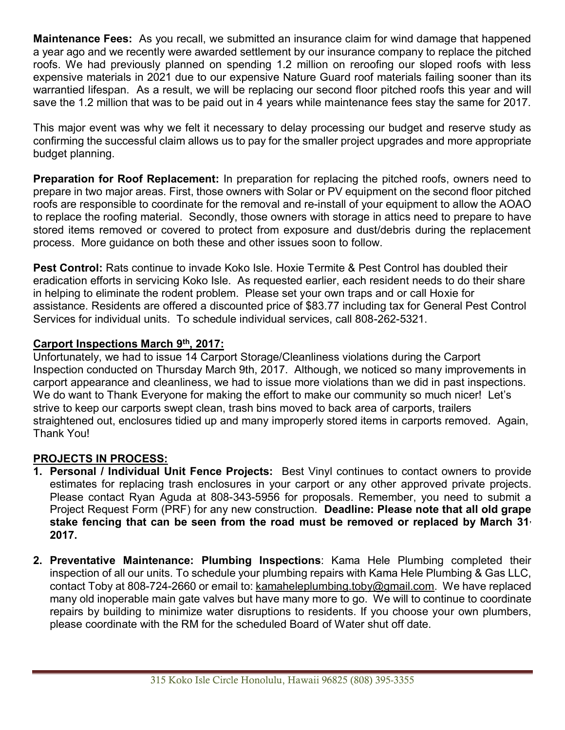**Maintenance Fees:** As you recall, we submitted an insurance claim for wind damage that happened a year ago and we recently were awarded settlement by our insurance company to replace the pitched roofs. We had previously planned on spending 1.2 million on reroofing our sloped roofs with less expensive materials in 2021 due to our expensive Nature Guard roof materials failing sooner than its warrantied lifespan. As a result, we will be replacing our second floor pitched roofs this year and will save the 1.2 million that was to be paid out in 4 years while maintenance fees stay the same for 2017.

This major event was why we felt it necessary to delay processing our budget and reserve study as confirming the successful claim allows us to pay for the smaller project upgrades and more appropriate budget planning.

**Preparation for Roof Replacement:** In preparation for replacing the pitched roofs, owners need to prepare in two major areas. First, those owners with Solar or PV equipment on the second floor pitched roofs are responsible to coordinate for the removal and re-install of your equipment to allow the AOAO to replace the roofing material. Secondly, those owners with storage in attics need to prepare to have stored items removed or covered to protect from exposure and dust/debris during the replacement process. More guidance on both these and other issues soon to follow.

**Pest Control:** Rats continue to invade Koko Isle. Hoxie Termite & Pest Control has doubled their eradication efforts in servicing Koko Isle. As requested earlier, each resident needs to do their share in helping to eliminate the rodent problem. Please set your own traps and or call Hoxie for assistance. Residents are offered a discounted price of $83.77 including tax for General Pest Control Services for individual units. To schedule individual services, call 808-262-5321.

**Carport Inspections March 9th, 2017:**

Unfortunately, we had to issue 14 Carport Storage/Cleanliness violations during the Carport Inspection conducted on Thursday March 9th, 2017. Although, we noticed so many improvements in carport appearance and cleanliness, we had to issue more violations than we did in past inspections. We do want to Thank Everyone for making the effort to make our community so much nicer! Let's strive to keep our carports swept clean, trash bins moved to back area of carports, trailers straightened out, enclosures tidied up and many improperly stored items in carports removed. Again, Thank You!

**PROJECTS IN PROCESS:**

1. **Personal / Individual Unit Fence Projects:** Best Vinyl continues to contact owners to provide estimates for replacing trash enclosures in your carport or any other approved private projects. Please contact Ryan Aguda at 808-343-5956 for proposals. Remember, you need to submit a Project Request Form (PRF) for any new construction. **Deadline: Please note that all old grape stake fencing that can be seen from the road must be removed or replaced by March 31, 2017.**

2. **Preventative Maintenance: Plumbing Inspections**: Kama Hele Plumbing completed their inspection of all our units. To schedule your plumbing repairs with Kama Hele Plumbing & Gas LLC, contact Toby at 808-724-2660 or email to: kamaheleplumbing.toby@gmail.com. We have replaced many old inoperable main gate valves but have many more to go. We will to continue to coordinate repairs by building to minimize water disruptions to residents. If you choose your own plumbers, please coordinate with the RM for the scheduled Board of Water shut off date.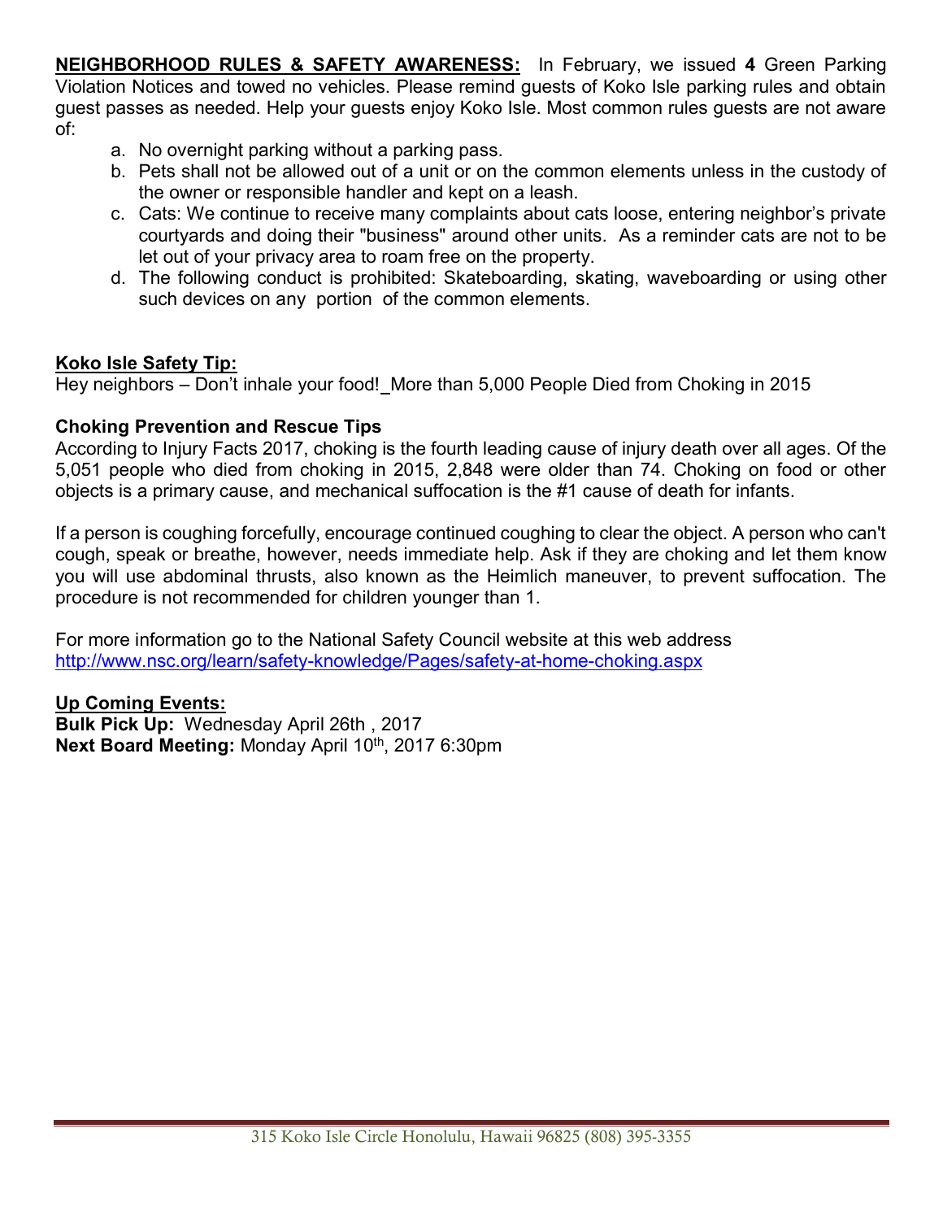**NEIGHBORHOOD RULES & SAFETY AWARENESS:** In February, we issued **4** Green Parking Violation Notices and towed no vehicles. Please remind guests of Koko Isle parking rules and obtain guest passes as needed. Help your guests enjoy Koko Isle. Most common rules guests are not aware of:

a. No overnight parking without a parking pass.
b. Pets shall not be allowed out of a unit or on the common elements unless in the custody of the owner or responsible handler and kept on a leash.
c. Cats: We continue to receive many complaints about cats loose, entering neighbor's private courtyards and doing their "business" around other units. As a reminder cats are not to be let out of your privacy area to roam free on the property.
d. The following conduct is prohibited: Skateboarding, skating, waveboarding or using other such devices on any portion of the common elements.

**Koko Isle Safety Tip:**
Hey neighbors – Don't inhale your food! More than 5,000 People Died from Choking in 2015

**Choking Prevention and Rescue Tips**
According to Injury Facts 2017, choking is the fourth leading cause of injury death over all ages. Of the 5,051 people who died from choking in 2015, 2,848 were older than 74. Choking on food or other objects is a primary cause, and mechanical suffocation is the #1 cause of death for infants.

If a person is coughing forcefully, encourage continued coughing to clear the object. A person who can't cough, speak or breathe, however, needs immediate help. Ask if they are choking and let them know you will use abdominal thrusts, also known as the Heimlich maneuver, to prevent suffocation. The procedure is not recommended for children younger than 1.

For more information go to the National Safety Council website at this web address
http://www.nsc.org/learn/safety-knowledge/Pages/safety-at-home-choking.aspx

**Up Coming Events:**
**Bulk Pick Up:** Wednesday April 26th , 2017
**Next Board Meeting:** Monday April 10th, 2017 6:30pm

315 Koko Isle Circle Honolulu, Hawaii 96825 (808) 395-3355